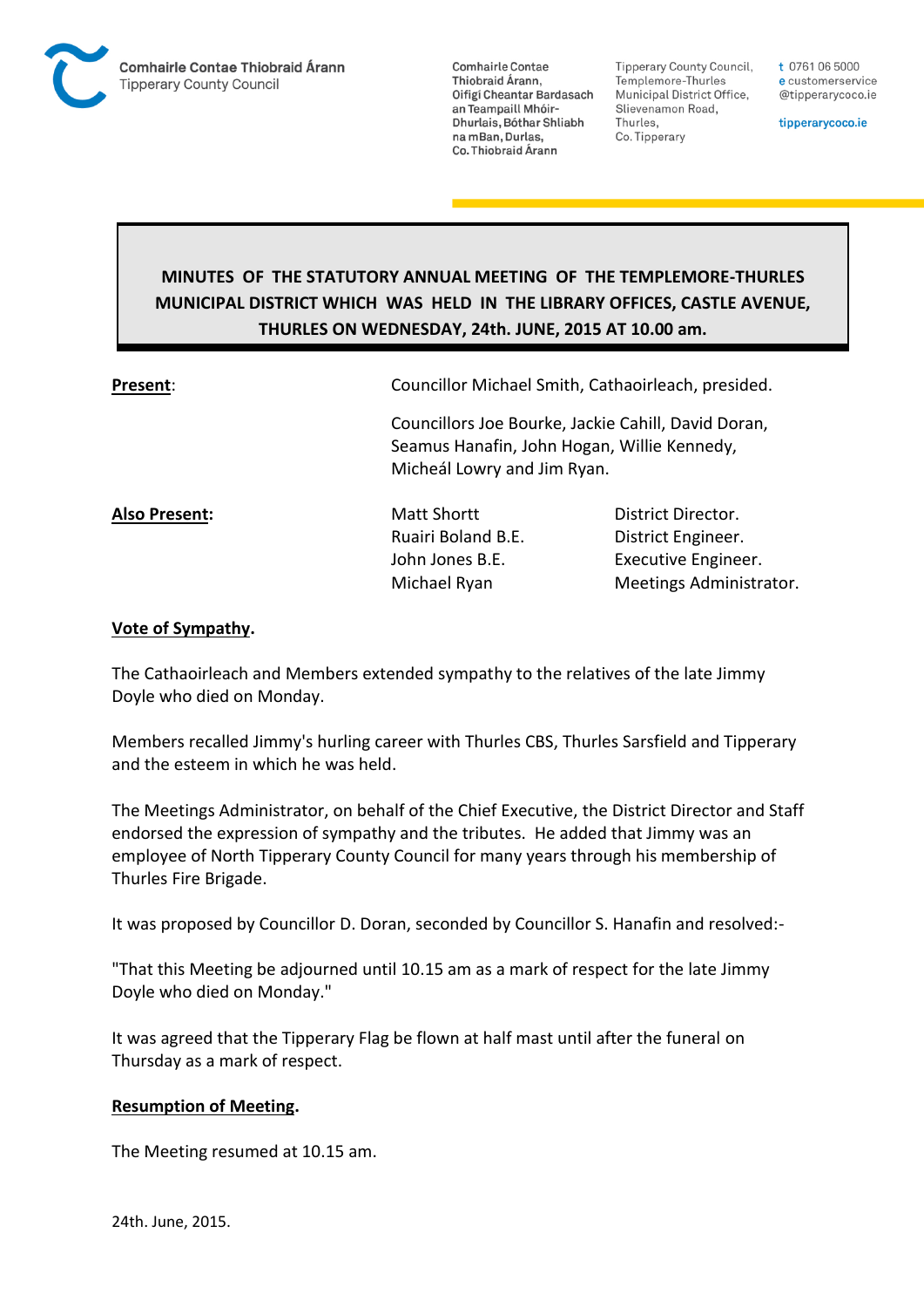Comhairle Contae Thiobraid Árann
Tipperary County Council

Comhairle Contae Thiobraid Árann, Oifigí Cheantar Bardasach an Teampaill Mhóir-Dhurlais, Bóthar Shliabh na mBan, Durlas, Co. Thiobraid Árann

Tipperary County Council, Templemore-Thurles Municipal District Office, Slievenamon Road, Thurles, Co. Tipperary

t 0761 06 5000
e customerservice@tipperarycoco.ie

tipperarycoco.ie

# MINUTES OF THE STATUTORY ANNUAL MEETING OF THE TEMPLEMORE-THURLES MUNICIPAL DISTRICT WHICH WAS HELD IN THE LIBRARY OFFICES, CASTLE AVENUE, THURLES ON WEDNESDAY, 24th. JUNE, 2015 AT 10.00 am.

**Present**: Councillor Michael Smith, Cathaoirleach, presided.

Councillors Joe Bourke, Jackie Cahill, David Doran, Seamus Hanafin, John Hogan, Willie Kennedy, Micheál Lowry and Jim Ryan.

**Also Present:**

| | |
|---|---|
| Matt Shortt | District Director. |
| Ruairi Boland B.E. | District Engineer. |
| John Jones B.E. | Executive Engineer. |
| Michael Ryan | Meetings Administrator. |

**Vote of Sympathy.**

The Cathaoirleach and Members extended sympathy to the relatives of the late Jimmy Doyle who died on Monday.

Members recalled Jimmy's hurling career with Thurles CBS, Thurles Sarsfield and Tipperary and the esteem in which he was held.

The Meetings Administrator, on behalf of the Chief Executive, the District Director and Staff endorsed the expression of sympathy and the tributes. He added that Jimmy was an employee of North Tipperary County Council for many years through his membership of Thurles Fire Brigade.

It was proposed by Councillor D. Doran, seconded by Councillor S. Hanafin and resolved:-

"That this Meeting be adjourned until 10.15 am as a mark of respect for the late Jimmy Doyle who died on Monday."

It was agreed that the Tipperary Flag be flown at half mast until after the funeral on Thursday as a mark of respect.

**Resumption of Meeting.**

The Meeting resumed at 10.15 am.

24th. June, 2015.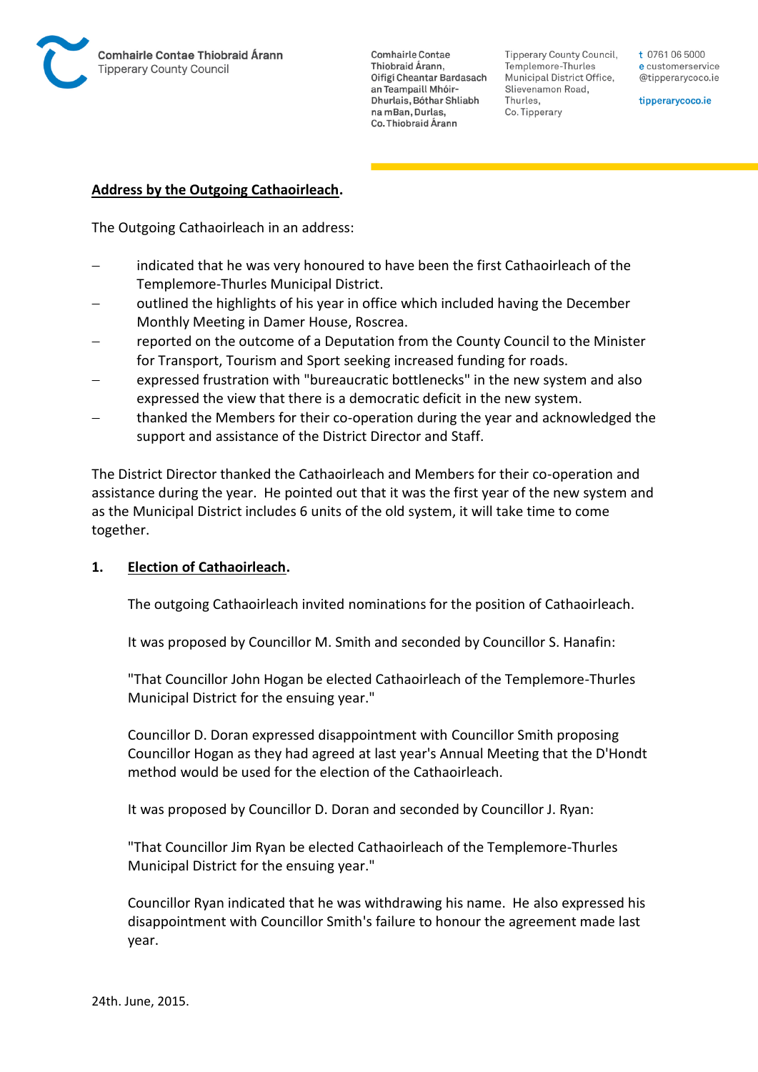**Address by the Outgoing Cathaoirleach.**

The Outgoing Cathaoirleach in an address:

- indicated that he was very honoured to have been the first Cathaoirleach of the Templemore-Thurles Municipal District.
- outlined the highlights of his year in office which included having the December Monthly Meeting in Damer House, Roscrea.
- reported on the outcome of a Deputation from the County Council to the Minister for Transport, Tourism and Sport seeking increased funding for roads.
- expressed frustration with "bureaucratic bottlenecks" in the new system and also expressed the view that there is a democratic deficit in the new system.
- thanked the Members for their co-operation during the year and acknowledged the support and assistance of the District Director and Staff.

The District Director thanked the Cathaoirleach and Members for their co-operation and assistance during the year. He pointed out that it was the first year of the new system and as the Municipal District includes 6 units of the old system, it will take time to come together.

**1. Election of Cathaoirleach.**

The outgoing Cathaoirleach invited nominations for the position of Cathaoirleach.

It was proposed by Councillor M. Smith and seconded by Councillor S. Hanafin:

"That Councillor John Hogan be elected Cathaoirleach of the Templemore-Thurles Municipal District for the ensuing year."

Councillor D. Doran expressed disappointment with Councillor Smith proposing Councillor Hogan as they had agreed at last year's Annual Meeting that the D'Hondt method would be used for the election of the Cathaoirleach.

It was proposed by Councillor D. Doran and seconded by Councillor J. Ryan:

"That Councillor Jim Ryan be elected Cathaoirleach of the Templemore-Thurles Municipal District for the ensuing year."

Councillor Ryan indicated that he was withdrawing his name. He also expressed his disappointment with Councillor Smith's failure to honour the agreement made last year.

24th. June, 2015.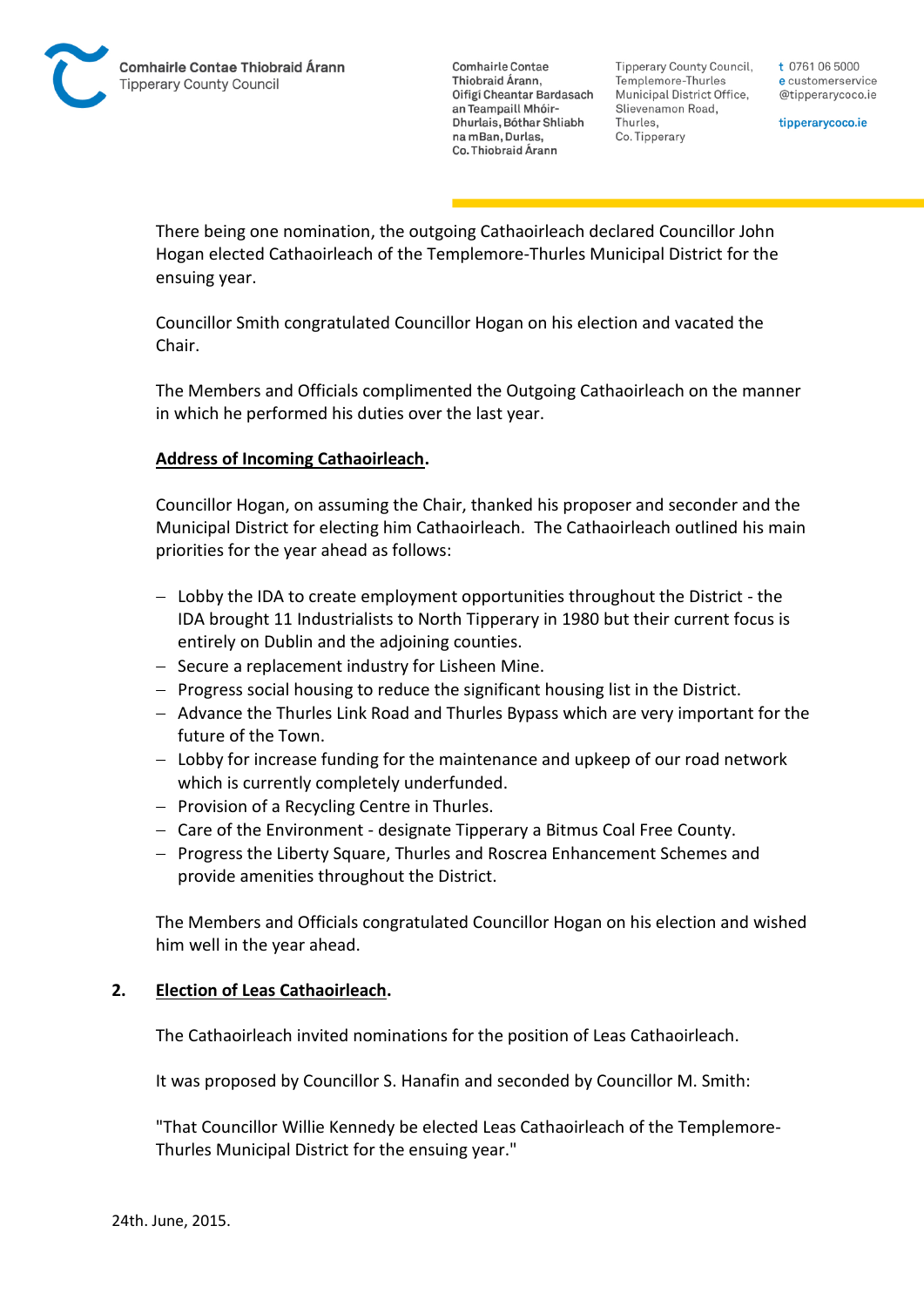There being one nomination, the outgoing Cathaoirleach declared Councillor John Hogan elected Cathaoirleach of the Templemore-Thurles Municipal District for the ensuing year.

Councillor Smith congratulated Councillor Hogan on his election and vacated the Chair.

The Members and Officials complimented the Outgoing Cathaoirleach on the manner in which he performed his duties over the last year.

**Address of Incoming Cathaoirleach.**

Councillor Hogan, on assuming the Chair, thanked his proposer and seconder and the Municipal District for electing him Cathaoirleach. The Cathaoirleach outlined his main priorities for the year ahead as follows:

- Lobby the IDA to create employment opportunities throughout the District - the IDA brought 11 Industrialists to North Tipperary in 1980 but their current focus is entirely on Dublin and the adjoining counties.
- Secure a replacement industry for Lisheen Mine.
- Progress social housing to reduce the significant housing list in the District.
- Advance the Thurles Link Road and Thurles Bypass which are very important for the future of the Town.
- Lobby for increase funding for the maintenance and upkeep of our road network which is currently completely underfunded.
- Provision of a Recycling Centre in Thurles.
- Care of the Environment - designate Tipperary a Bitmus Coal Free County.
- Progress the Liberty Square, Thurles and Roscrea Enhancement Schemes and provide amenities throughout the District.

The Members and Officials congratulated Councillor Hogan on his election and wished him well in the year ahead.

**2. Election of Leas Cathaoirleach.**

The Cathaoirleach invited nominations for the position of Leas Cathaoirleach.

It was proposed by Councillor S. Hanafin and seconded by Councillor M. Smith:

"That Councillor Willie Kennedy be elected Leas Cathaoirleach of the Templemore-Thurles Municipal District for the ensuing year."

24th. June, 2015.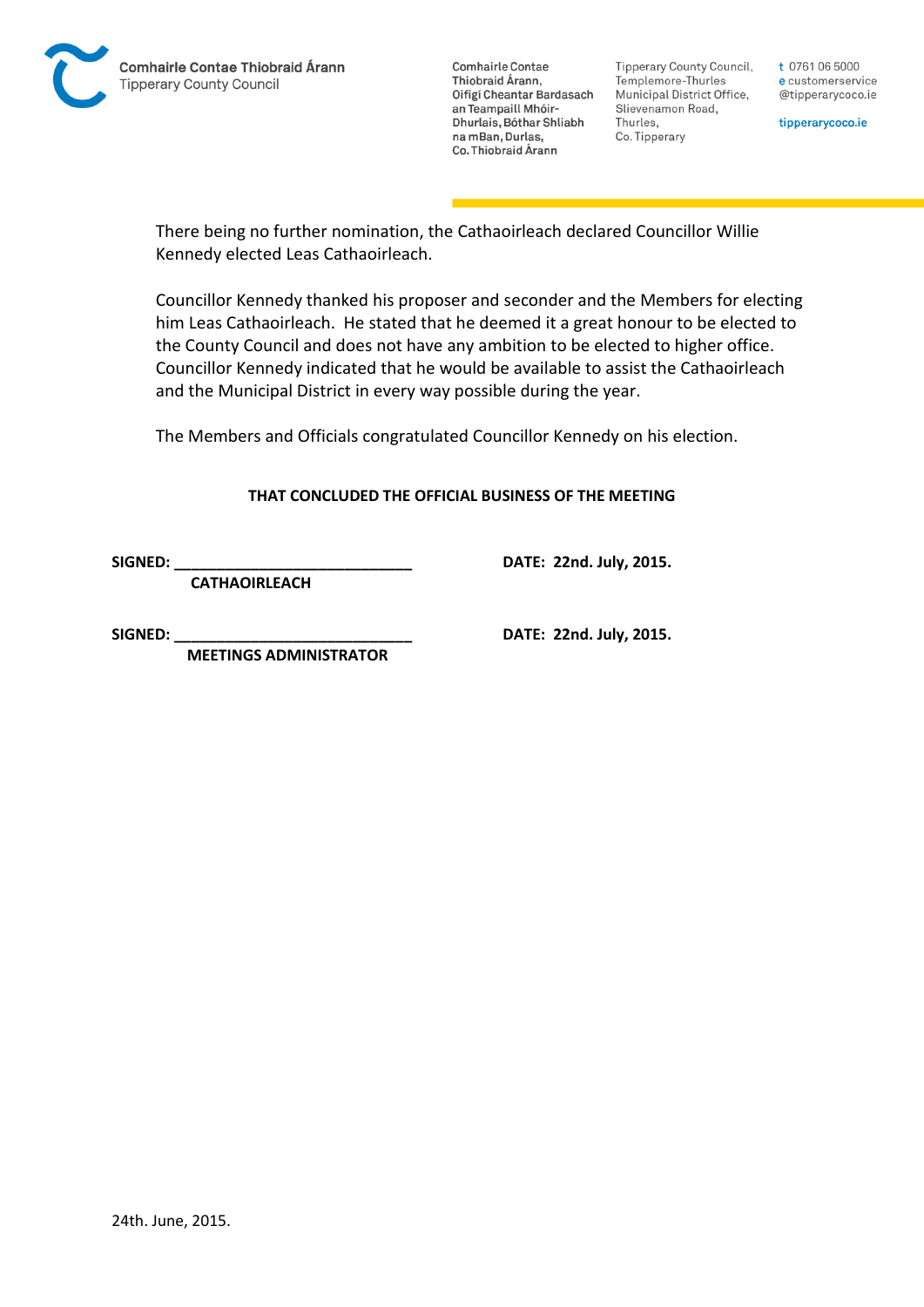There being no further nomination, the Cathaoirleach declared Councillor Willie Kennedy elected Leas Cathaoirleach.

Councillor Kennedy thanked his proposer and seconder and the Members for electing him Leas Cathaoirleach. He stated that he deemed it a great honour to be elected to the County Council and does not have any ambition to be elected to higher office. Councillor Kennedy indicated that he would be available to assist the Cathaoirleach and the Municipal District in every way possible during the year.

The Members and Officials congratulated Councillor Kennedy on his election.

**THAT CONCLUDED THE OFFICIAL BUSINESS OF THE MEETING**

**SIGNED: ____________________________** **DATE: 22nd. July, 2015.**
**CATHAOIRLEACH**

**SIGNED: ____________________________** **DATE: 22nd. July, 2015.**
**MEETINGS ADMINISTRATOR**

24th. June, 2015.